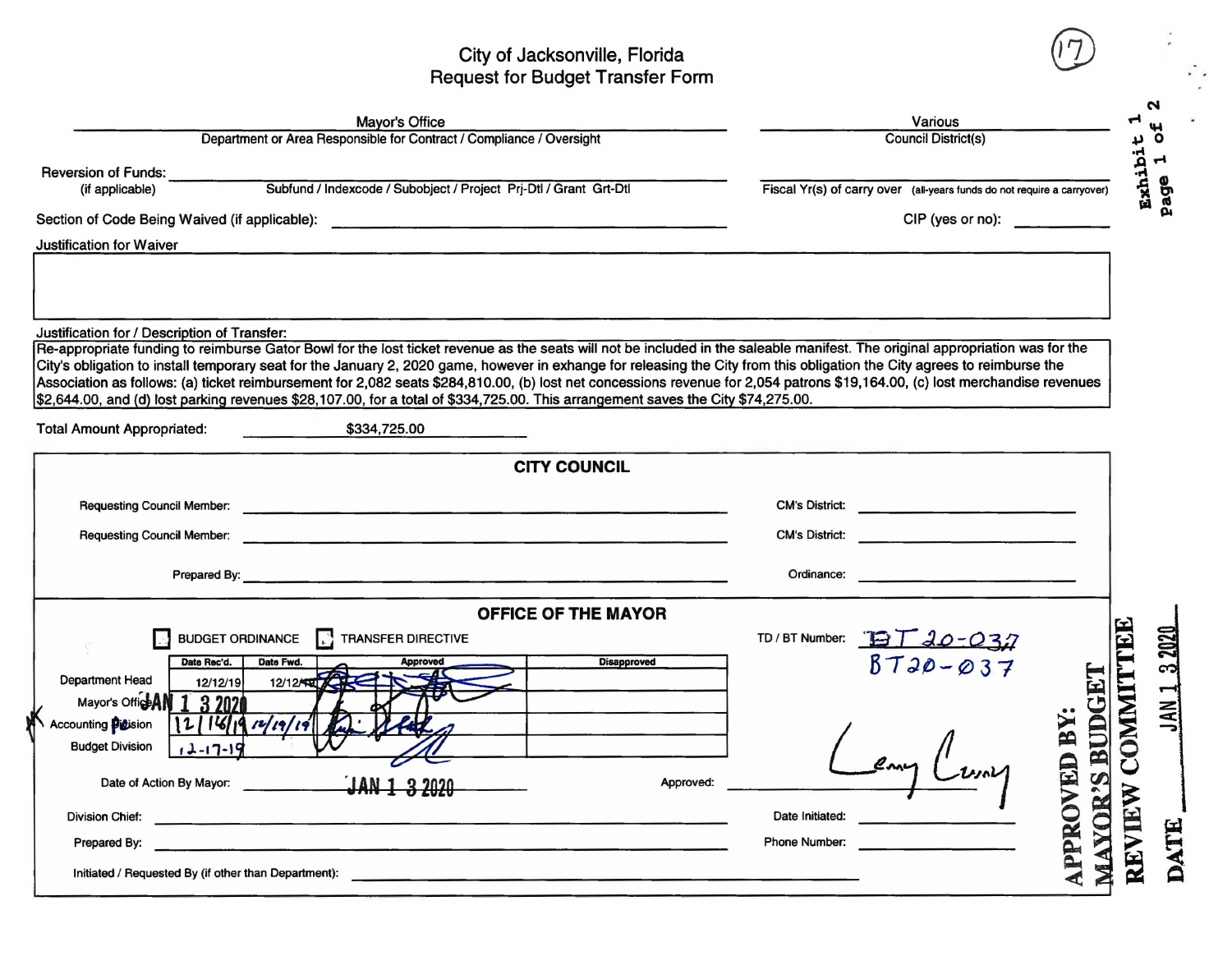# City of Jacksonville, Florida
## Request for Budget Transfer Form

(17)

Exhibit 1
Page 1 of 2

| Mayor's Office | Various |
|---|---|
| Department or Area Responsible for Contract / Compliance / Oversight | Council District(s) |

Reversion of Funds: ______________________
(if applicable) Subfund / Indexcode / Subobject / Project Prj-Dtl / Grant Grt-Dtl

Fiscal Yr(s) of carry over (all-years funds do not require a carryover)

Section of Code Being Waived (if applicable): ______________________

CIP (yes or no): ______

Justification for Waiver

Justification for / Description of Transfer:

Re-appropriate funding to reimburse Gator Bowl for the lost ticket revenue as the seats will not be included in the saleable manifest. The original appropriation was for the City's obligation to install temporary seat for the January 2, 2020 game, however in exhange for releasing the City from this obligation the City agrees to reimburse the Association as follows: (a) ticket reimbursement for 2,082 seats $284,810.00, (b) lost net concessions revenue for 2,054 patrons $19,164.00, (c) lost merchandise revenues $2,644.00, and (d) lost parking revenues $28,107.00, for a total of $334,725.00. This arrangement saves the City $74,275.00.

Total Amount Appropriated: $334,725.00

### CITY COUNCIL

Requesting Council Member: ______________________ CM's District: ______

Requesting Council Member: ______________________ CM's District: ______

Prepared By: ______________________ Ordinance: ______

### OFFICE OF THE MAYOR

☐ BUDGET ORDINANCE ☐ TRANSFER DIRECTIVE

TD / BT Number: BT20-037
BT20-037

| | Date Rec'd. | Date Fwd. | Approved | Disapproved |
|---|---|---|---|---|
| Department Head | 12/12/19 | 12/12/19 | [signature] | |
| Mayor's Office | JAN 13 2020 | | [signature] | |
| Accounting Division | 12/16/19 | 12/19/19 | [signature] | |
| Budget Division | 12-17-19 | | [signature] | |

Date of Action By Mayor: JAN 13 2020

Approved: [signature]

Division Chief: ______________________ Date Initiated: ______

Prepared By: ______________________ Phone Number: ______

Initiated / Requested By (if other than Department): ______________________

APPROVED BY:
MAYOR'S BUDGET
REVIEW COMMITTEE
DATE JAN 13 2020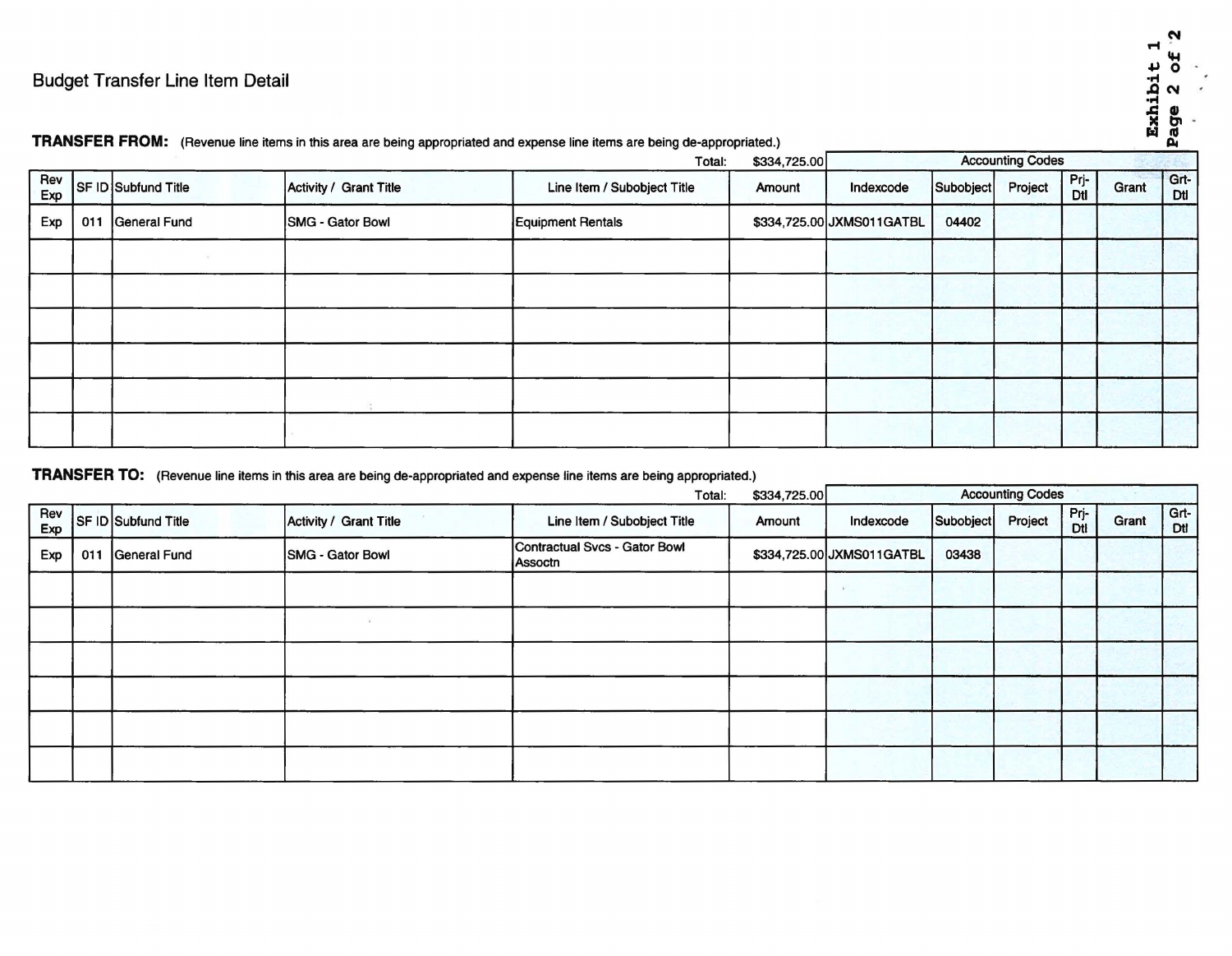Exhibit 1
Page 2 of 2

# Budget Transfer Line Item Detail

**TRANSFER FROM:** (Revenue line items in this area are being appropriated and expense line items are being de-appropriated.)

Total: $334,725.00

| | | | | | | Accounting Codes | | | | | |
|---|---|---|---|---|---|---|---|---|---|---|---|
| Rev Exp | SF ID | Subfund Title | Activity / Grant Title | Line Item / Subobject Title | Amount | Indexcode | Subobject | Project | Prj-Dtl | Grant | Grt-Dtl |
| Exp | 011 | General Fund | SMG - Gator Bowl | Equipment Rentals | $334,725.00 | JXMS011GATBL | 04402 | | | | |
| | | | | | | | | | | | |
| | | | | | | | | | | | |
| | | | | | | | | | | | |
| | | | | | | | | | | | |
| | | | | | | | | | | | |
| | | | | | | | | | | | |

**TRANSFER TO:** (Revenue line items in this area are being de-appropriated and expense line items are being appropriated.)

Total: $334,725.00

| | | | | | | Accounting Codes | | | | | |
|---|---|---|---|---|---|---|---|---|---|---|---|
| Rev Exp | SF ID | Subfund Title | Activity / Grant Title | Line Item / Subobject Title | Amount | Indexcode | Subobject | Project | Prj-Dtl | Grant | Grt-Dtl |
| Exp | 011 | General Fund | SMG - Gator Bowl | Contractual Svcs - Gator Bowl Assoctn | $334,725.00 | JXMS011GATBL | 03438 | | | | |
| | | | | | | | | | | | |
| | | | | | | | | | | | |
| | | | | | | | | | | | |
| | | | | | | | | | | | |
| | | | | | | | | | | | |
| | | | | | | | | | | | |